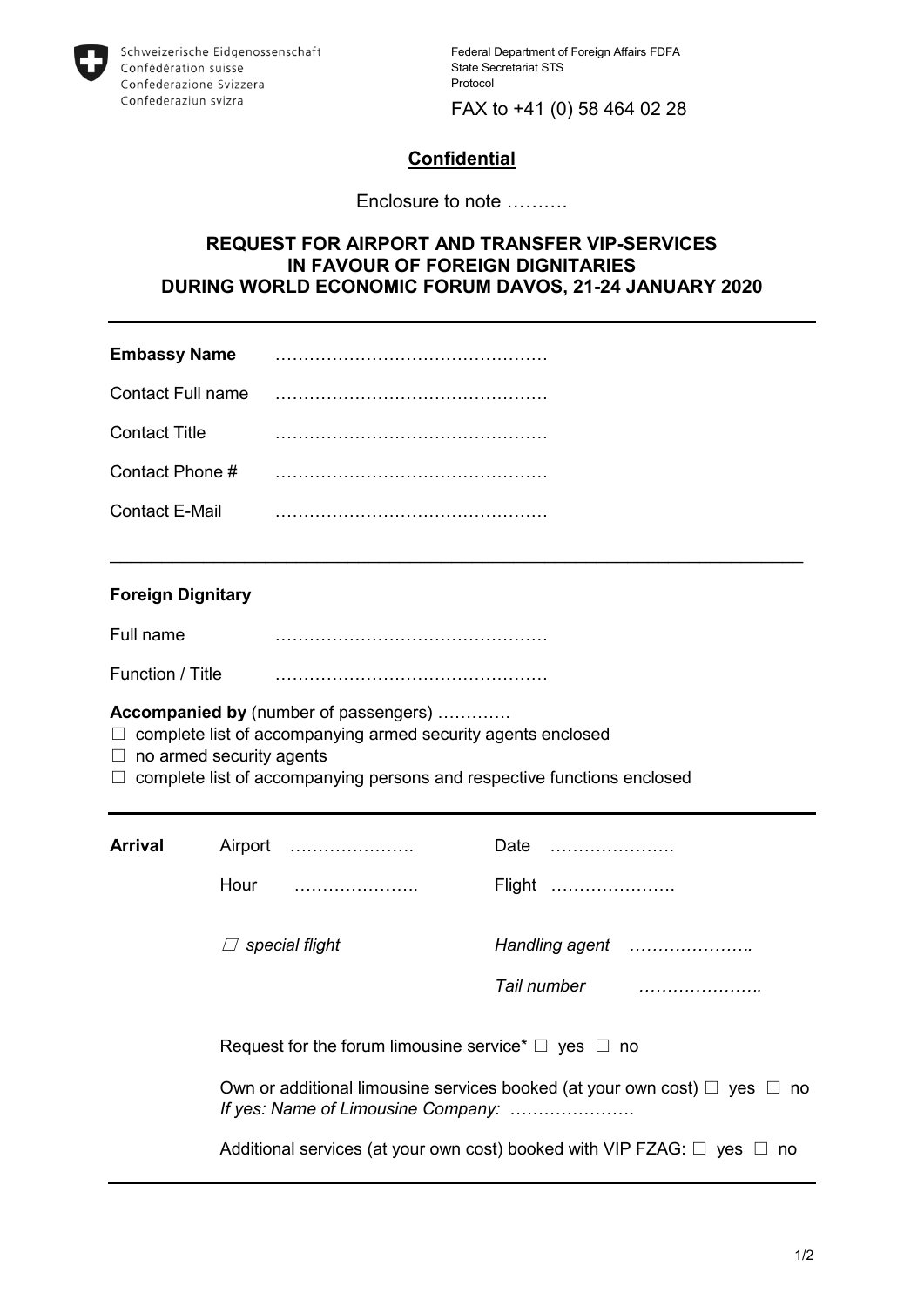Schweizerische Eidgenossenschaft
Confédération suisse
Confederazione Svizzera
Confederaziun svizra

Federal Department of Foreign Affairs FDFA
State Secretariat STS
Protocol

FAX to +41 (0) 58 464 02 28

**Confidential**

Enclosure to note ……….

## REQUEST FOR AIRPORT AND TRANSFER VIP-SERVICES IN FAVOUR OF FOREIGN DIGNITARIES DURING WORLD ECONOMIC FORUM DAVOS, 21-24 JANUARY 2020

---

**Embassy Name** …………………………………………

Contact Full name …………………………………………

Contact Title …………………………………………

Contact Phone # …………………………………………

Contact E-Mail …………………………………………

---

**Foreign Dignitary**

Full name …………………………………………

Function / Title …………………………………………

**Accompanied by** (number of passengers) …………

☐ complete list of accompanying armed security agents enclosed
☐ no armed security agents
☐ complete list of accompanying persons and respective functions enclosed

---

**Arrival**

Airport …………………. Date ………………….

Hour …………………. Flight ………………….

☐ *special flight* *Handling agent* ………………….

*Tail number* ………………….

Request for the forum limousine service* ☐ yes ☐ no

Own or additional limousine services booked (at your own cost) ☐ yes ☐ no
*If yes: Name of Limousine Company:* ………………….

Additional services (at your own cost) booked with VIP FZAG: ☐ yes ☐ no

---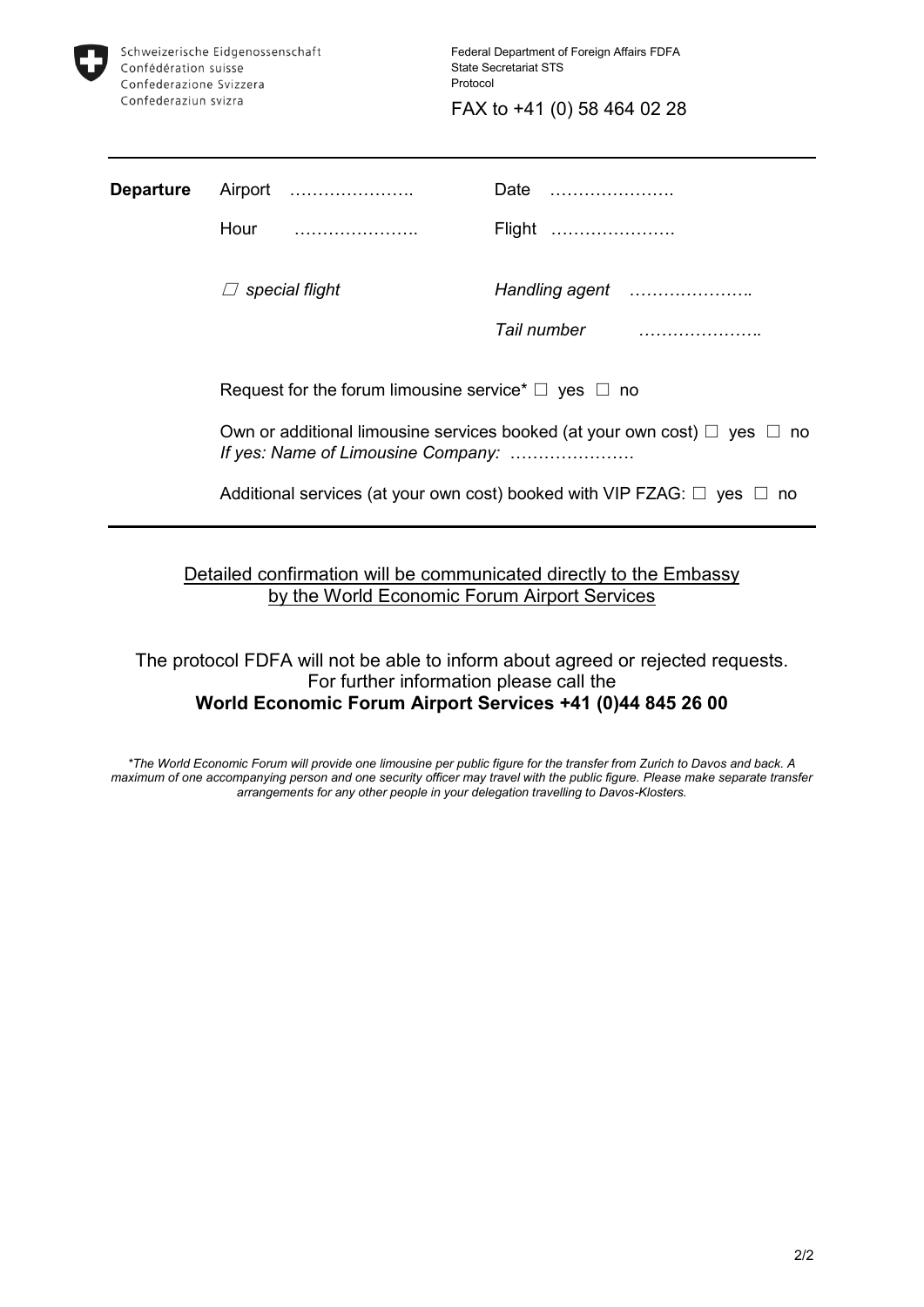Schweizerische Eidgenossenschaft
Confédération suisse
Confederazione Svizzera
Confederaziun svizra

Federal Department of Foreign Affairs FDFA
State Secretariat STS
Protocol

FAX to +41 (0) 58 464 02 28

---

| | | | |
|---|---|---|---|
| **Departure** | Airport …………………. | Date …………………. | |
| | Hour …………………. | Flight …………………. | |
| | ☐ *special flight* | *Handling agent* …………………. | |
| | | *Tail number* …………………. | |

Request for the forum limousine service* ☐ yes ☐ no

Own or additional limousine services booked (at your own cost) ☐ yes ☐ no
*If yes: Name of Limousine Company:* ………………….

Additional services (at your own cost) booked with VIP FZAG: ☐ yes ☐ no

---

<u>Detailed confirmation will be communicated directly to the Embassy by the World Economic Forum Airport Services</u>

The protocol FDFA will not be able to inform about agreed or rejected requests.
For further information please call the
**World Economic Forum Airport Services +41 (0)44 845 26 00**

**The World Economic Forum will provide one limousine per public figure for the transfer from Zurich to Davos and back. A maximum of one accompanying person and one security officer may travel with the public figure. Please make separate transfer arrangements for any other people in your delegation travelling to Davos-Klosters.*